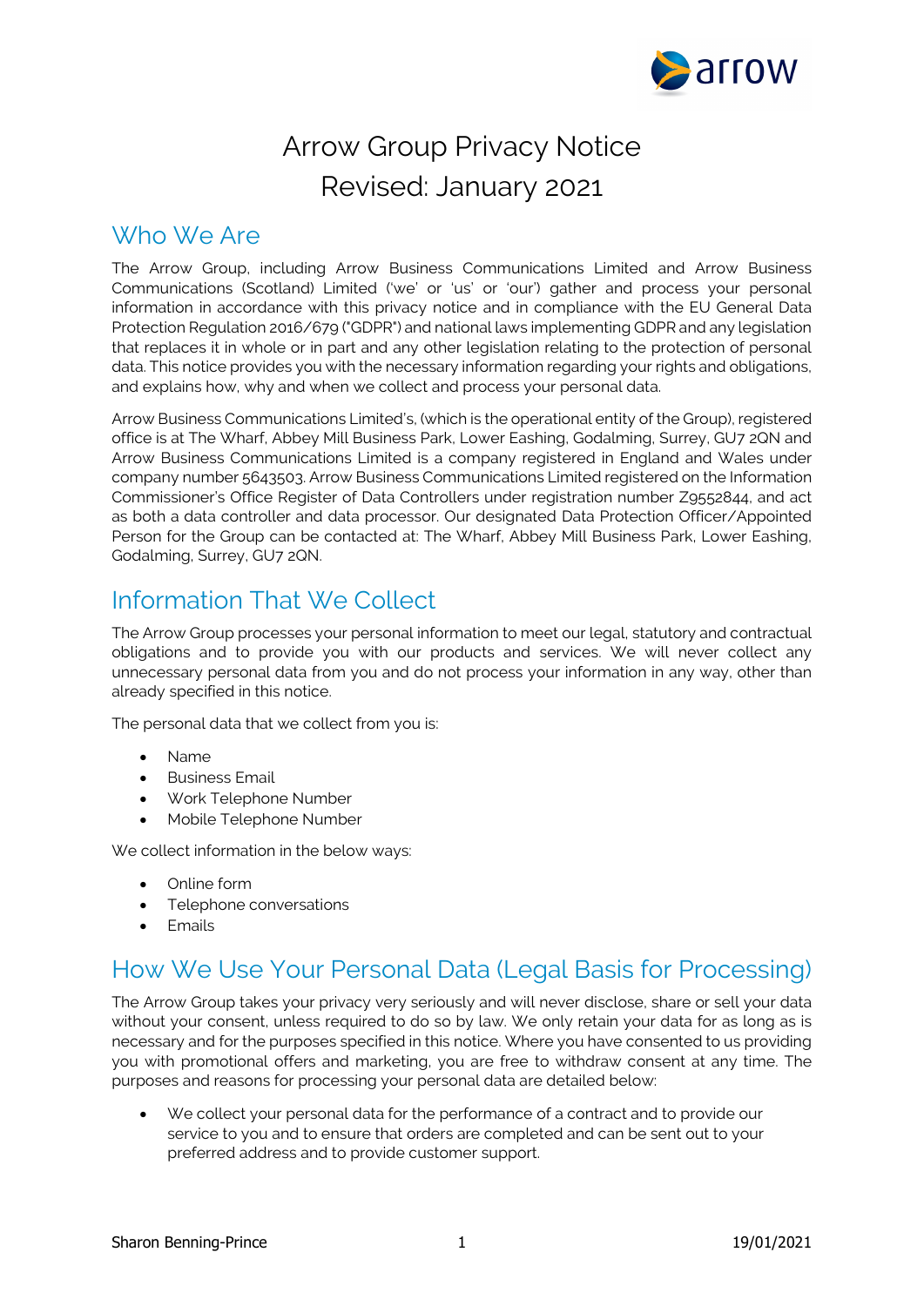# Arrow Group Privacy Notice
# Revised: January 2021

## Who We Are

The Arrow Group, including Arrow Business Communications Limited and Arrow Business Communications (Scotland) Limited ('we' or 'us' or 'our') gather and process your personal information in accordance with this privacy notice and in compliance with the EU General Data Protection Regulation 2016/679 ("GDPR") and national laws implementing GDPR and any legislation that replaces it in whole or in part and any other legislation relating to the protection of personal data. This notice provides you with the necessary information regarding your rights and obligations, and explains how, why and when we collect and process your personal data.

Arrow Business Communications Limited's, (which is the operational entity of the Group), registered office is at The Wharf, Abbey Mill Business Park, Lower Eashing, Godalming, Surrey, GU7 2QN and Arrow Business Communications Limited is a company registered in England and Wales under company number 5643503. Arrow Business Communications Limited registered on the Information Commissioner's Office Register of Data Controllers under registration number Z9552844, and act as both a data controller and data processor. Our designated Data Protection Officer/Appointed Person for the Group can be contacted at: The Wharf, Abbey Mill Business Park, Lower Eashing, Godalming, Surrey, GU7 2QN.

## Information That We Collect

The Arrow Group processes your personal information to meet our legal, statutory and contractual obligations and to provide you with our products and services. We will never collect any unnecessary personal data from you and do not process your information in any way, other than already specified in this notice.

The personal data that we collect from you is:

- Name
- Business Email
- Work Telephone Number
- Mobile Telephone Number

We collect information in the below ways:

- Online form
- Telephone conversations
- Emails

## How We Use Your Personal Data (Legal Basis for Processing)

The Arrow Group takes your privacy very seriously and will never disclose, share or sell your data without your consent, unless required to do so by law. We only retain your data for as long as is necessary and for the purposes specified in this notice. Where you have consented to us providing you with promotional offers and marketing, you are free to withdraw consent at any time. The purposes and reasons for processing your personal data are detailed below:

- We collect your personal data for the performance of a contract and to provide our service to you and to ensure that orders are completed and can be sent out to your preferred address and to provide customer support.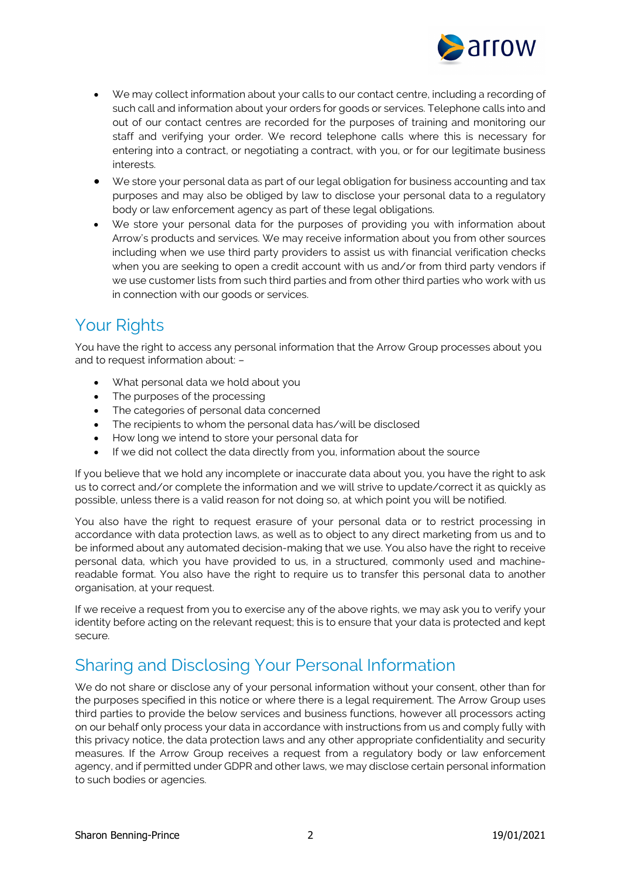- We may collect information about your calls to our contact centre, including a recording of such call and information about your orders for goods or services. Telephone calls into and out of our contact centres are recorded for the purposes of training and monitoring our staff and verifying your order. We record telephone calls where this is necessary for entering into a contract, or negotiating a contract, with you, or for our legitimate business interests.
- We store your personal data as part of our legal obligation for business accounting and tax purposes and may also be obliged by law to disclose your personal data to a regulatory body or law enforcement agency as part of these legal obligations.
- We store your personal data for the purposes of providing you with information about Arrow's products and services. We may receive information about you from other sources including when we use third party providers to assist us with financial verification checks when you are seeking to open a credit account with us and/or from third party vendors if we use customer lists from such third parties and from other third parties who work with us in connection with our goods or services.

## Your Rights

You have the right to access any personal information that the Arrow Group processes about you and to request information about: –

- What personal data we hold about you
- The purposes of the processing
- The categories of personal data concerned
- The recipients to whom the personal data has/will be disclosed
- How long we intend to store your personal data for
- If we did not collect the data directly from you, information about the source

If you believe that we hold any incomplete or inaccurate data about you, you have the right to ask us to correct and/or complete the information and we will strive to update/correct it as quickly as possible, unless there is a valid reason for not doing so, at which point you will be notified.

You also have the right to request erasure of your personal data or to restrict processing in accordance with data protection laws, as well as to object to any direct marketing from us and to be informed about any automated decision-making that we use. You also have the right to receive personal data, which you have provided to us, in a structured, commonly used and machine-readable format. You also have the right to require us to transfer this personal data to another organisation, at your request.

If we receive a request from you to exercise any of the above rights, we may ask you to verify your identity before acting on the relevant request; this is to ensure that your data is protected and kept secure.

## Sharing and Disclosing Your Personal Information

We do not share or disclose any of your personal information without your consent, other than for the purposes specified in this notice or where there is a legal requirement. The Arrow Group uses third parties to provide the below services and business functions, however all processors acting on our behalf only process your data in accordance with instructions from us and comply fully with this privacy notice, the data protection laws and any other appropriate confidentiality and security measures. If the Arrow Group receives a request from a regulatory body or law enforcement agency, and if permitted under GDPR and other laws, we may disclose certain personal information to such bodies or agencies.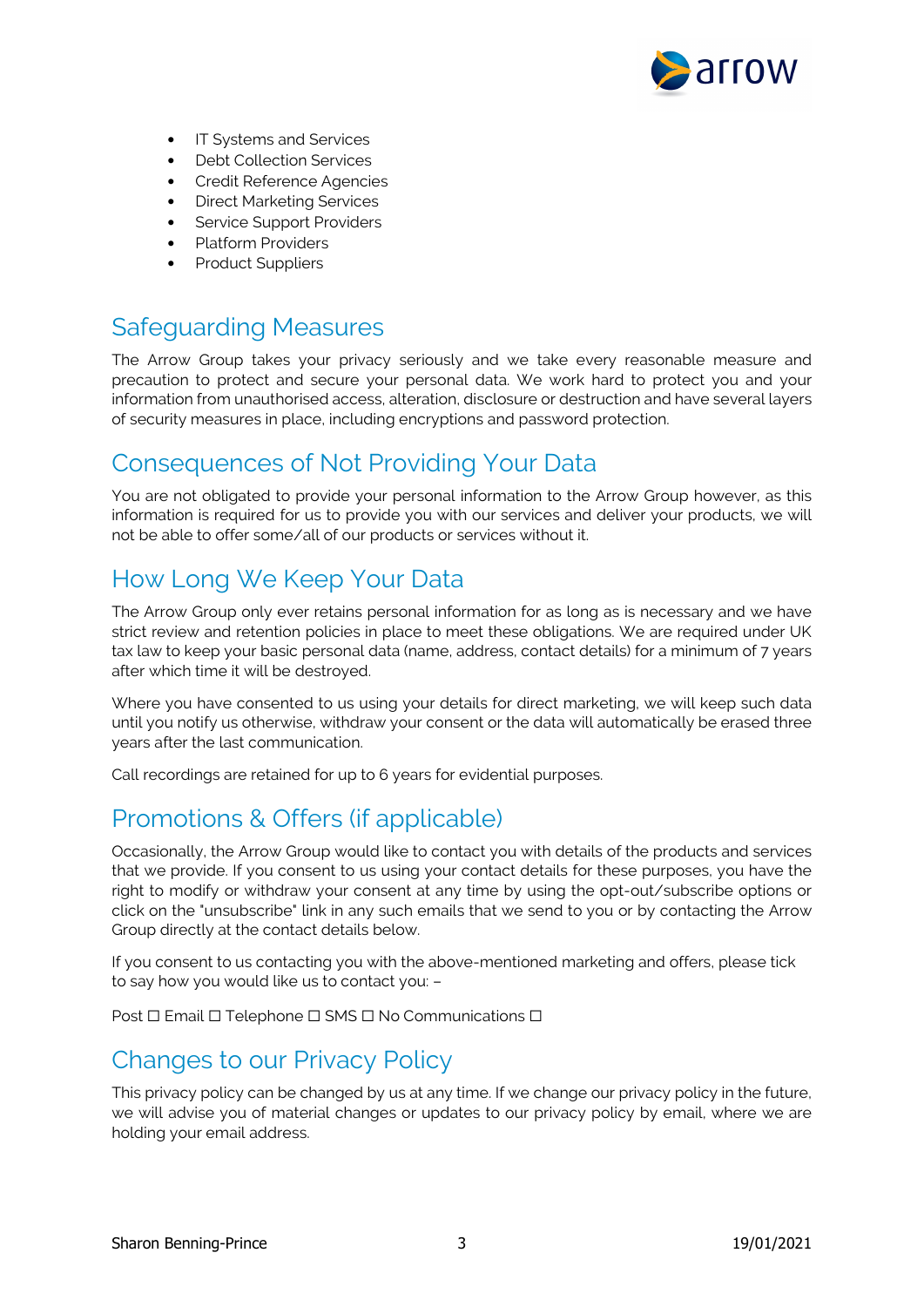- IT Systems and Services
- Debt Collection Services
- Credit Reference Agencies
- Direct Marketing Services
- Service Support Providers
- Platform Providers
- Product Suppliers

## Safeguarding Measures

The Arrow Group takes your privacy seriously and we take every reasonable measure and precaution to protect and secure your personal data. We work hard to protect you and your information from unauthorised access, alteration, disclosure or destruction and have several layers of security measures in place, including encryptions and password protection.

## Consequences of Not Providing Your Data

You are not obligated to provide your personal information to the Arrow Group however, as this information is required for us to provide you with our services and deliver your products, we will not be able to offer some/all of our products or services without it.

## How Long We Keep Your Data

The Arrow Group only ever retains personal information for as long as is necessary and we have strict review and retention policies in place to meet these obligations. We are required under UK tax law to keep your basic personal data (name, address, contact details) for a minimum of 7 years after which time it will be destroyed.

Where you have consented to us using your details for direct marketing, we will keep such data until you notify us otherwise, withdraw your consent or the data will automatically be erased three years after the last communication.

Call recordings are retained for up to 6 years for evidential purposes.

## Promotions & Offers (if applicable)

Occasionally, the Arrow Group would like to contact you with details of the products and services that we provide. If you consent to us using your contact details for these purposes, you have the right to modify or withdraw your consent at any time by using the opt-out/subscribe options or click on the "unsubscribe" link in any such emails that we send to you or by contacting the Arrow Group directly at the contact details below.

If you consent to us contacting you with the above-mentioned marketing and offers, please tick to say how you would like us to contact you: –

Post ☐ Email ☐ Telephone ☐ SMS ☐ No Communications ☐

## Changes to our Privacy Policy

This privacy policy can be changed by us at any time. If we change our privacy policy in the future, we will advise you of material changes or updates to our privacy policy by email, where we are holding your email address.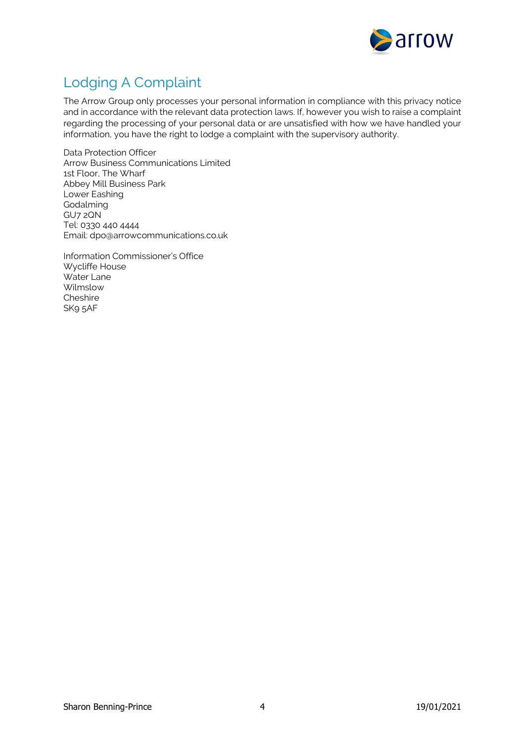## Lodging A Complaint

The Arrow Group only processes your personal information in compliance with this privacy notice and in accordance with the relevant data protection laws. If, however you wish to raise a complaint regarding the processing of your personal data or are unsatisfied with how we have handled your information, you have the right to lodge a complaint with the supervisory authority.

Data Protection Officer
Arrow Business Communications Limited
1st Floor, The Wharf
Abbey Mill Business Park
Lower Eashing
Godalming
GU7 2QN
Tel: 0330 440 4444
Email: dpo@arrowcommunications.co.uk

Information Commissioner's Office
Wycliffe House
Water Lane
Wilmslow
Cheshire
SK9 5AF